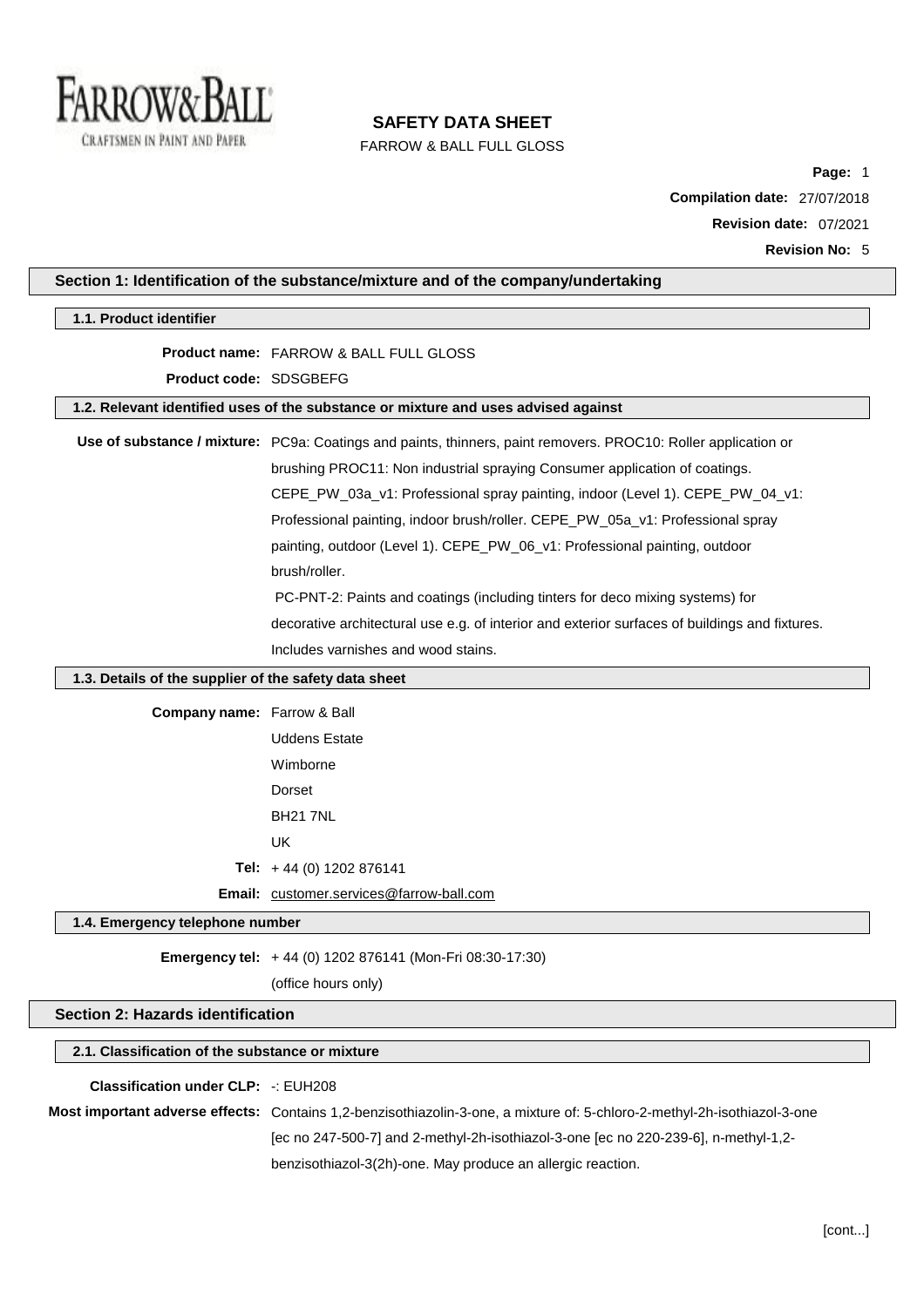# SAFETY DATA SHEET

FARROW & BALL FULL GLOSS

**Compilation date:** 27/07/2018

**Revision date:** 07/2021

**Revision No:** 5

## Section 1: Identification of the substance/mixture and of the company/undertaking

### 1.1. Product identifier

**Product name:** FARROW & BALL FULL GLOSS

**Product code:** SDSGBEFG

### 1.2. Relevant identified uses of the substance or mixture and uses advised against

**Use of substance / mixture:** PC9a: Coatings and paints, thinners, paint removers. PROC10: Roller application or brushing PROC11: Non industrial spraying Consumer application of coatings. CEPE_PW_03a_v1: Professional spray painting, indoor (Level 1). CEPE_PW_04_v1: Professional painting, indoor brush/roller. CEPE_PW_05a_v1: Professional spray painting, outdoor (Level 1). CEPE_PW_06_v1: Professional painting, outdoor brush/roller.

PC-PNT-2: Paints and coatings (including tinters for deco mixing systems) for decorative architectural use e.g. of interior and exterior surfaces of buildings and fixtures. Includes varnishes and wood stains.

### 1.3. Details of the supplier of the safety data sheet

**Company name:** Farrow & Ball

Uddens Estate

Wimborne

Dorset

BH21 7NL

UK

**Tel:** + 44 (0) 1202 876141

**Email:** customer.services@farrow-ball.com

### 1.4. Emergency telephone number

**Emergency tel:** + 44 (0) 1202 876141 (Mon-Fri 08:30-17:30)

(office hours only)

## Section 2: Hazards identification

### 2.1. Classification of the substance or mixture

**Classification under CLP:** -: EUH208

**Most important adverse effects:** Contains 1,2-benzisothiazolin-3-one, a mixture of: 5-chloro-2-methyl-2h-isothiazol-3-one [ec no 247-500-7] and 2-methyl-2h-isothiazol-3-one [ec no 220-239-6], n-methyl-1,2-benzisothiazol-3(2h)-one. May produce an allergic reaction.

[cont...]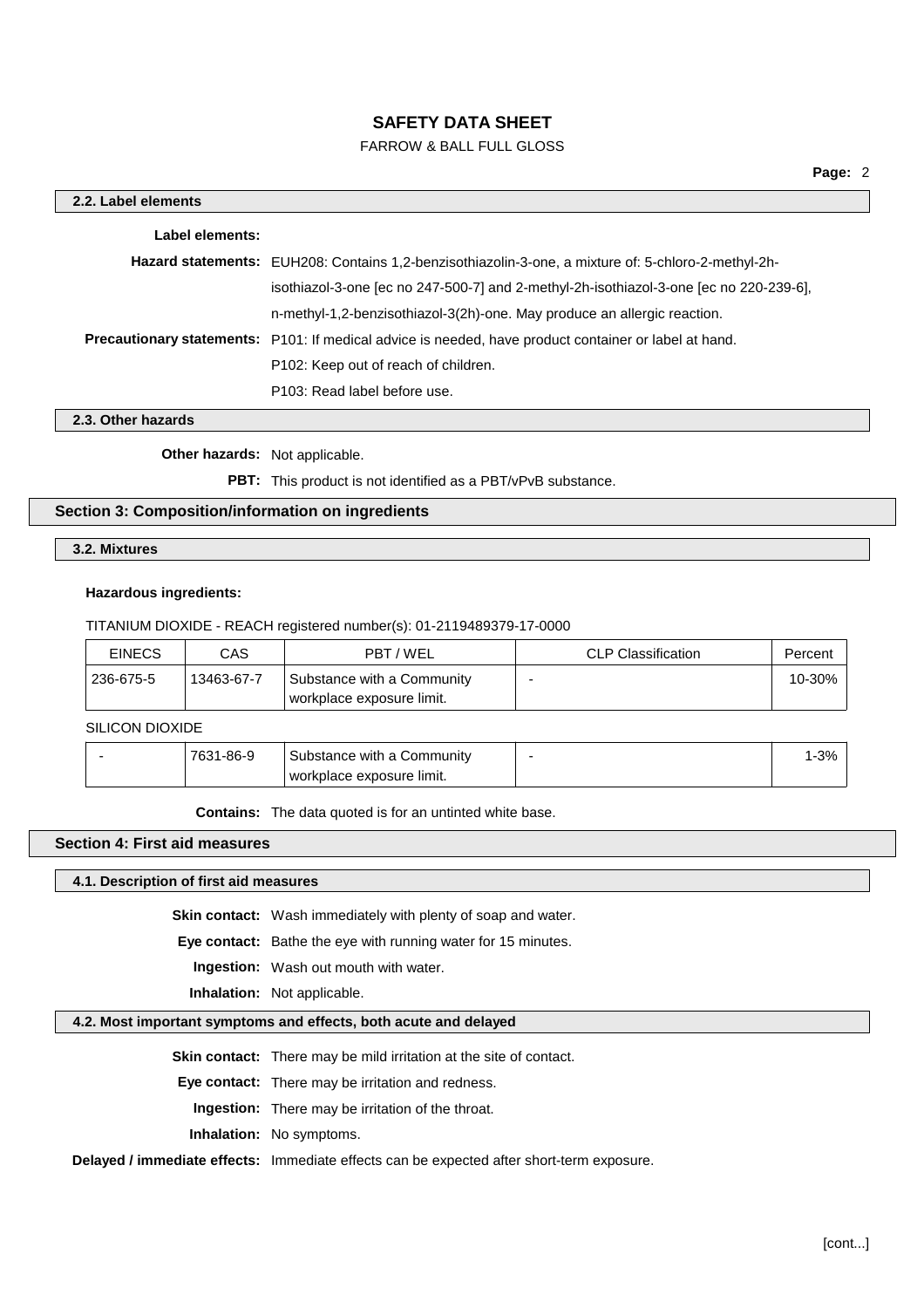### 2.2. Label elements

**Label elements:**

**Hazard statements:** EUH208: Contains 1,2-benzisothiazolin-3-one, a mixture of: 5-chloro-2-methyl-2h-isothiazol-3-one [ec no 247-500-7] and 2-methyl-2h-isothiazol-3-one [ec no 220-239-6], n-methyl-1,2-benzisothiazol-3(2h)-one. May produce an allergic reaction.

**Precautionary statements:** P101: If medical advice is needed, have product container or label at hand.

P102: Keep out of reach of children.

P103: Read label before use.

### 2.3. Other hazards

**Other hazards:** Not applicable.

**PBT:** This product is not identified as a PBT/vPvB substance.

## Section 3: Composition/information on ingredients

### 3.2. Mixtures

**Hazardous ingredients:**

TITANIUM DIOXIDE - REACH registered number(s): 01-2119489379-17-0000

| EINECS | CAS | PBT / WEL | CLP Classification | Percent |
|---|---|---|---|---|
| 236-675-5 | 13463-67-7 | Substance with a Community workplace exposure limit. | - | 10-30% |

SILICON DIOXIDE

| EINECS | CAS | PBT / WEL | CLP Classification | Percent |
|---|---|---|---|---|
| - | 7631-86-9 | Substance with a Community workplace exposure limit. | - | 1-3% |

**Contains:** The data quoted is for an untinted white base.

## Section 4: First aid measures

### 4.1. Description of first aid measures

**Skin contact:** Wash immediately with plenty of soap and water.

**Eye contact:** Bathe the eye with running water for 15 minutes.

**Ingestion:** Wash out mouth with water.

**Inhalation:** Not applicable.

### 4.2. Most important symptoms and effects, both acute and delayed

**Skin contact:** There may be mild irritation at the site of contact.

**Eye contact:** There may be irritation and redness.

**Ingestion:** There may be irritation of the throat.

**Inhalation:** No symptoms.

**Delayed / immediate effects:** Immediate effects can be expected after short-term exposure.

[cont...]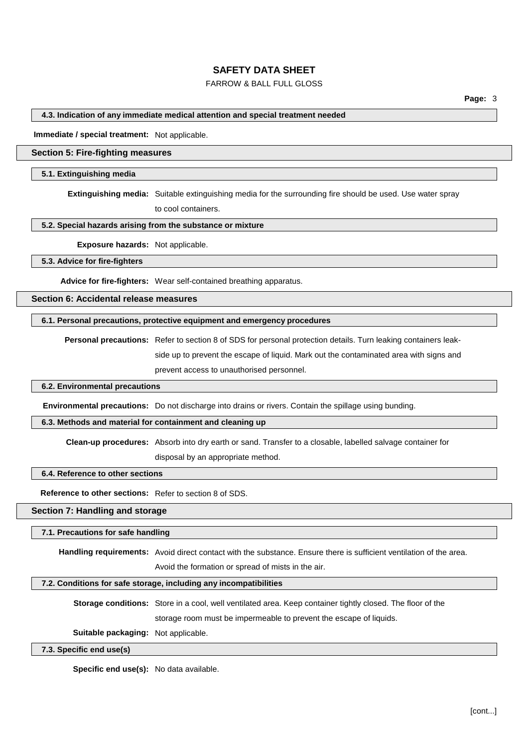### 4.3. Indication of any immediate medical attention and special treatment needed

**Immediate / special treatment:** Not applicable.

## Section 5: Fire-fighting measures

### 5.1. Extinguishing media

**Extinguishing media:** Suitable extinguishing media for the surrounding fire should be used. Use water spray to cool containers.

### 5.2. Special hazards arising from the substance or mixture

**Exposure hazards:** Not applicable.

### 5.3. Advice for fire-fighters

**Advice for fire-fighters:** Wear self-contained breathing apparatus.

## Section 6: Accidental release measures

### 6.1. Personal precautions, protective equipment and emergency procedures

**Personal precautions:** Refer to section 8 of SDS for personal protection details. Turn leaking containers leak-side up to prevent the escape of liquid. Mark out the contaminated area with signs and prevent access to unauthorised personnel.

### 6.2. Environmental precautions

**Environmental precautions:** Do not discharge into drains or rivers. Contain the spillage using bunding.

### 6.3. Methods and material for containment and cleaning up

**Clean-up procedures:** Absorb into dry earth or sand. Transfer to a closable, labelled salvage container for disposal by an appropriate method.

### 6.4. Reference to other sections

**Reference to other sections:** Refer to section 8 of SDS.

## Section 7: Handling and storage

### 7.1. Precautions for safe handling

**Handling requirements:** Avoid direct contact with the substance. Ensure there is sufficient ventilation of the area. Avoid the formation or spread of mists in the air.

### 7.2. Conditions for safe storage, including any incompatibilities

**Storage conditions:** Store in a cool, well ventilated area. Keep container tightly closed. The floor of the storage room must be impermeable to prevent the escape of liquids.

**Suitable packaging:** Not applicable.

### 7.3. Specific end use(s)

**Specific end use(s):** No data available.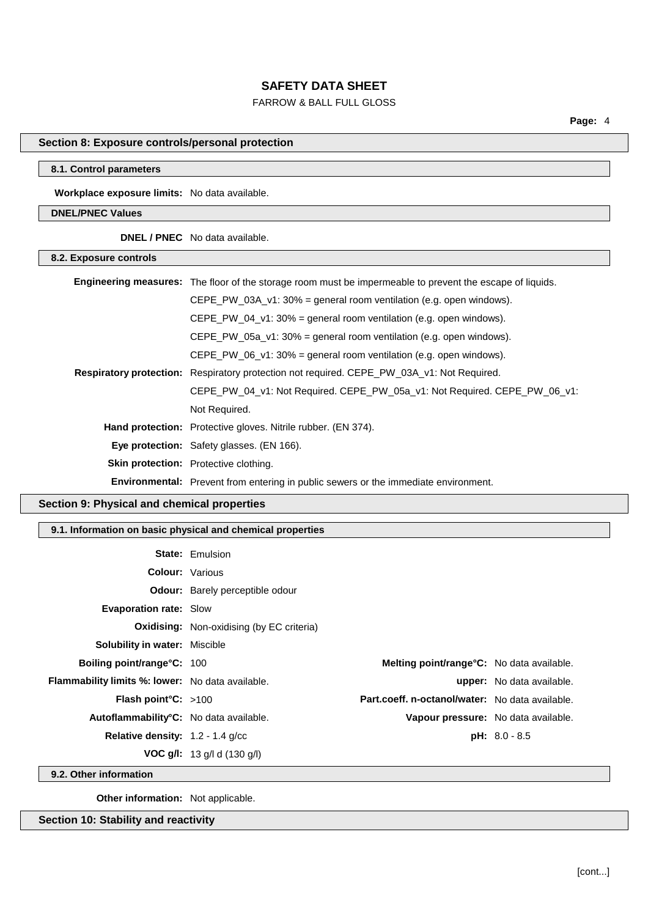## Section 8: Exposure controls/personal protection

### 8.1. Control parameters

**Workplace exposure limits:** No data available.

### DNEL/PNEC Values

**DNEL / PNEC** No data available.

### 8.2. Exposure controls

**Engineering measures:** The floor of the storage room must be impermeable to prevent the escape of liquids.
CEPE_PW_03A_v1: 30% = general room ventilation (e.g. open windows).
CEPE_PW_04_v1: 30% = general room ventilation (e.g. open windows).
CEPE_PW_05a_v1: 30% = general room ventilation (e.g. open windows).
CEPE_PW_06_v1: 30% = general room ventilation (e.g. open windows).

**Respiratory protection:** Respiratory protection not required. CEPE_PW_03A_v1: Not Required. CEPE_PW_04_v1: Not Required. CEPE_PW_05a_v1: Not Required. CEPE_PW_06_v1: Not Required.

**Hand protection:** Protective gloves. Nitrile rubber. (EN 374).

**Eye protection:** Safety glasses. (EN 166).

**Skin protection:** Protective clothing.

**Environmental:** Prevent from entering in public sewers or the immediate environment.

## Section 9: Physical and chemical properties

### 9.1. Information on basic physical and chemical properties

**State:** Emulsion

**Colour:** Various

**Odour:** Barely perceptible odour

**Evaporation rate:** Slow

**Oxidising:** Non-oxidising (by EC criteria)

**Solubility in water:** Miscible

| | | | |
|---|---|---|---|
| **Boiling point/range°C:** | 100 | **Melting point/range°C:** | No data available. |
| **Flammability limits %: lower:** | No data available. | **upper:** | No data available. |
| **Flash point°C:** | >100 | **Part.coeff. n-octanol/water:** | No data available. |
| **Autoflammability°C:** | No data available. | **Vapour pressure:** | No data available. |
| **Relative density:** | 1.2 - 1.4 g/cc | **pH:** | 8.0 - 8.5 |
| **VOC g/l:** | 13 g/l d (130 g/l) | | |

### 9.2. Other information

**Other information:** Not applicable.

## Section 10: Stability and reactivity

[cont...]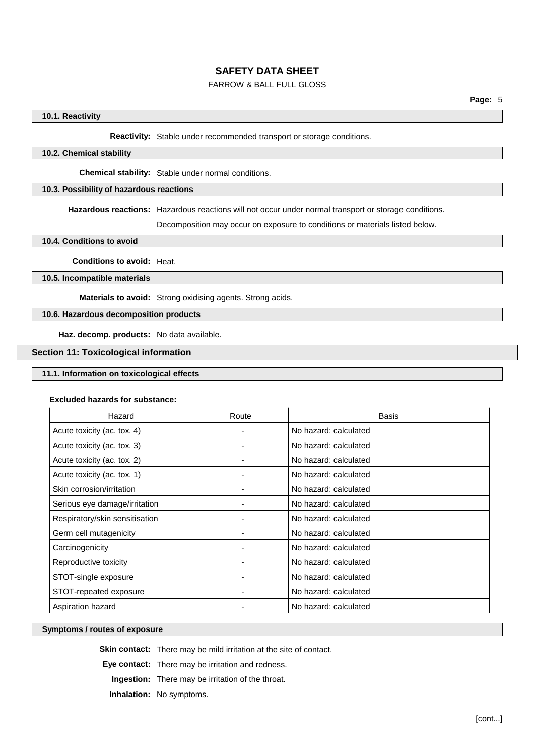### 10.1. Reactivity

**Reactivity:** Stable under recommended transport or storage conditions.

### 10.2. Chemical stability

**Chemical stability:** Stable under normal conditions.

### 10.3. Possibility of hazardous reactions

**Hazardous reactions:** Hazardous reactions will not occur under normal transport or storage conditions.

Decomposition may occur on exposure to conditions or materials listed below.

### 10.4. Conditions to avoid

**Conditions to avoid:** Heat.

### 10.5. Incompatible materials

**Materials to avoid:** Strong oxidising agents. Strong acids.

### 10.6. Hazardous decomposition products

**Haz. decomp. products:** No data available.

## Section 11: Toxicological information

### 11.1. Information on toxicological effects

**Excluded hazards for substance:**

| Hazard | Route | Basis |
|---|---|---|
| Acute toxicity (ac. tox. 4) | - | No hazard: calculated |
| Acute toxicity (ac. tox. 3) | - | No hazard: calculated |
| Acute toxicity (ac. tox. 2) | - | No hazard: calculated |
| Acute toxicity (ac. tox. 1) | - | No hazard: calculated |
| Skin corrosion/irritation | - | No hazard: calculated |
| Serious eye damage/irritation | - | No hazard: calculated |
| Respiratory/skin sensitisation | - | No hazard: calculated |
| Germ cell mutagenicity | - | No hazard: calculated |
| Carcinogenicity | - | No hazard: calculated |
| Reproductive toxicity | - | No hazard: calculated |
| STOT-single exposure | - | No hazard: calculated |
| STOT-repeated exposure | - | No hazard: calculated |
| Aspiration hazard | - | No hazard: calculated |

### Symptoms / routes of exposure

**Skin contact:** There may be mild irritation at the site of contact.

**Eye contact:** There may be irritation and redness.

**Ingestion:** There may be irritation of the throat.

**Inhalation:** No symptoms.

[cont...]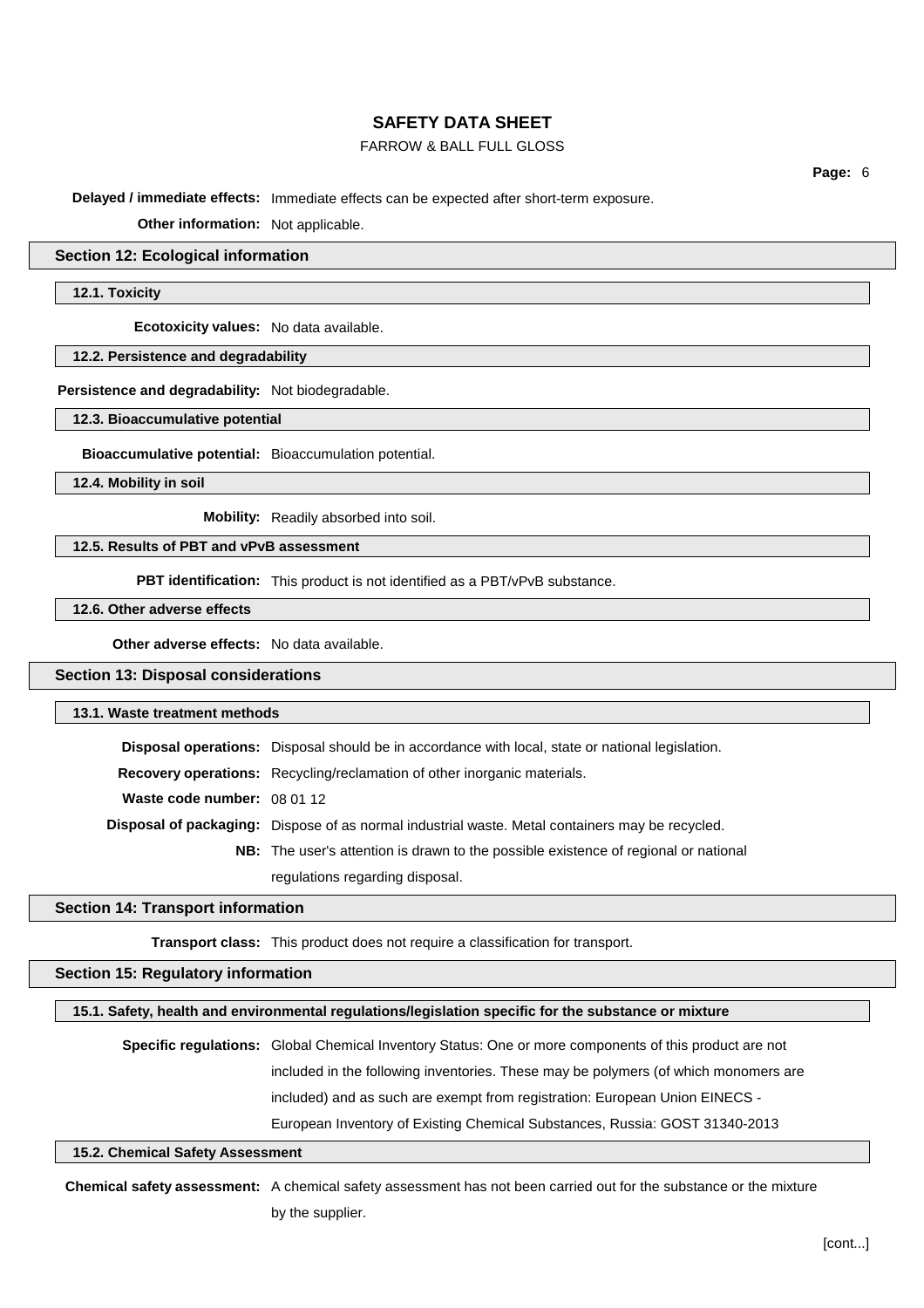**Delayed / immediate effects:** Immediate effects can be expected after short-term exposure.

**Other information:** Not applicable.

## Section 12: Ecological information

### 12.1. Toxicity

**Ecotoxicity values:** No data available.

### 12.2. Persistence and degradability

**Persistence and degradability:** Not biodegradable.

### 12.3. Bioaccumulative potential

**Bioaccumulative potential:** Bioaccumulation potential.

### 12.4. Mobility in soil

**Mobility:** Readily absorbed into soil.

### 12.5. Results of PBT and vPvB assessment

**PBT identification:** This product is not identified as a PBT/vPvB substance.

### 12.6. Other adverse effects

**Other adverse effects:** No data available.

## Section 13: Disposal considerations

### 13.1. Waste treatment methods

**Disposal operations:** Disposal should be in accordance with local, state or national legislation.

**Recovery operations:** Recycling/reclamation of other inorganic materials.

**Waste code number:** 08 01 12

**Disposal of packaging:** Dispose of as normal industrial waste. Metal containers may be recycled.

**NB:** The user's attention is drawn to the possible existence of regional or national regulations regarding disposal.

## Section 14: Transport information

**Transport class:** This product does not require a classification for transport.

## Section 15: Regulatory information

### 15.1. Safety, health and environmental regulations/legislation specific for the substance or mixture

**Specific regulations:** Global Chemical Inventory Status: One or more components of this product are not included in the following inventories. These may be polymers (of which monomers are included) and as such are exempt from registration: European Union EINECS - European Inventory of Existing Chemical Substances, Russia: GOST 31340-2013

### 15.2. Chemical Safety Assessment

**Chemical safety assessment:** A chemical safety assessment has not been carried out for the substance or the mixture by the supplier.

[cont...]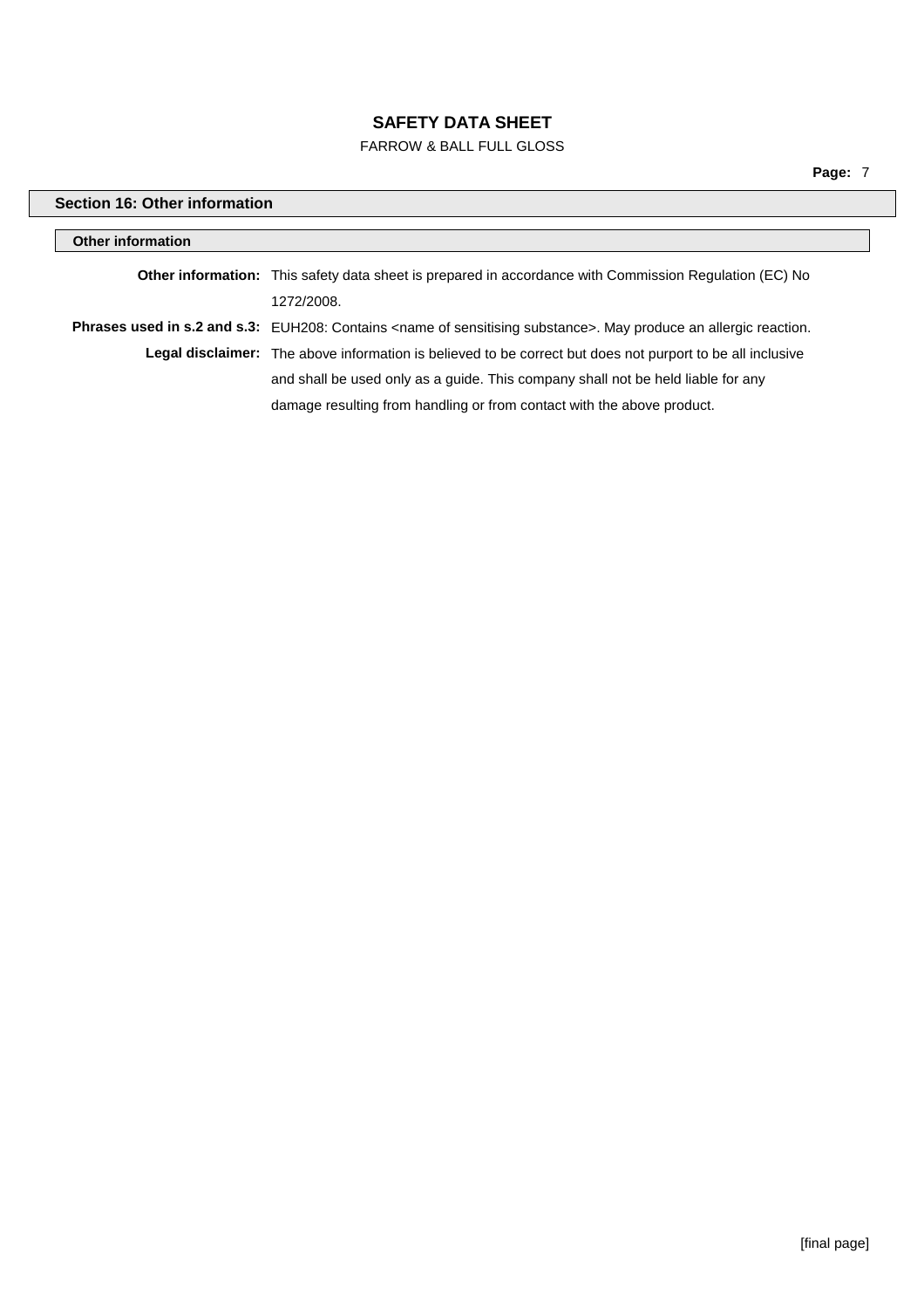## Section 16: Other information

### Other information

**Other information:** This safety data sheet is prepared in accordance with Commission Regulation (EC) No 1272/2008.

**Phrases used in s.2 and s.3:** EUH208: Contains <name of sensitising substance>. May produce an allergic reaction.

**Legal disclaimer:** The above information is believed to be correct but does not purport to be all inclusive and shall be used only as a guide. This company shall not be held liable for any damage resulting from handling or from contact with the above product.

[final page]